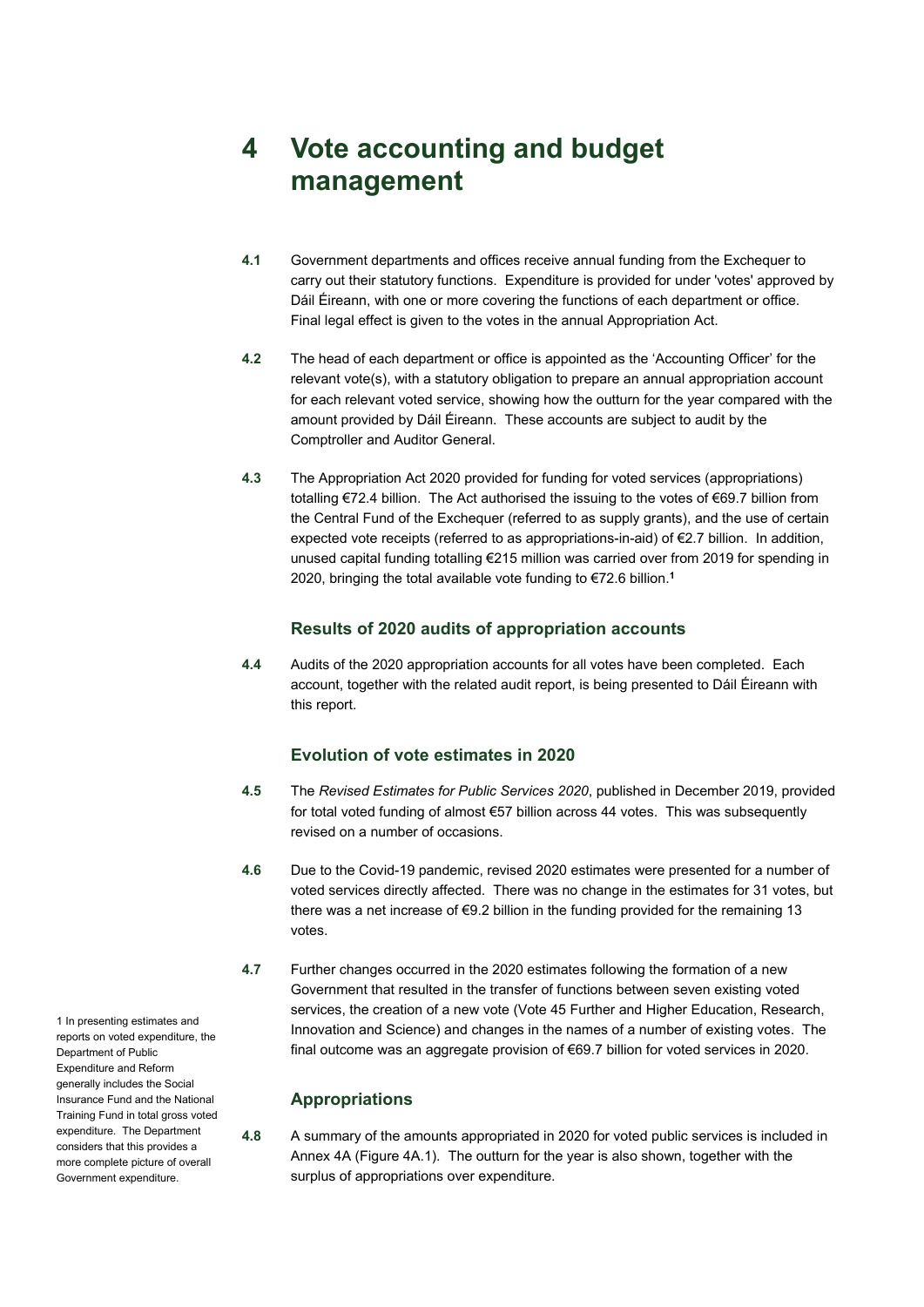# 4 Vote accounting and budget management

**4.1** Government departments and offices receive annual funding from the Exchequer to carry out their statutory functions. Expenditure is provided for under 'votes' approved by Dáil Éireann, with one or more covering the functions of each department or office. Final legal effect is given to the votes in the annual Appropriation Act.

**4.2** The head of each department or office is appointed as the 'Accounting Officer' for the relevant vote(s), with a statutory obligation to prepare an annual appropriation account for each relevant voted service, showing how the outturn for the year compared with the amount provided by Dáil Éireann. These accounts are subject to audit by the Comptroller and Auditor General.

**4.3** The Appropriation Act 2020 provided for funding for voted services (appropriations) totalling €72.4 billion. The Act authorised the issuing to the votes of €69.7 billion from the Central Fund of the Exchequer (referred to as supply grants), and the use of certain expected vote receipts (referred to as appropriations-in-aid) of €2.7 billion. In addition, unused capital funding totalling €215 million was carried over from 2019 for spending in 2020, bringing the total available vote funding to €72.6 billion.[1]

### Results of 2020 audits of appropriation accounts

**4.4** Audits of the 2020 appropriation accounts for all votes have been completed. Each account, together with the related audit report, is being presented to Dáil Éireann with this report.

### Evolution of vote estimates in 2020

**4.5** The *Revised Estimates for Public Services 2020*, published in December 2019, provided for total voted funding of almost €57 billion across 44 votes. This was subsequently revised on a number of occasions.

**4.6** Due to the Covid-19 pandemic, revised 2020 estimates were presented for a number of voted services directly affected. There was no change in the estimates for 31 votes, but there was a net increase of €9.2 billion in the funding provided for the remaining 13 votes.

**4.7** Further changes occurred in the 2020 estimates following the formation of a new Government that resulted in the transfer of functions between seven existing voted services, the creation of a new vote (Vote 45 Further and Higher Education, Research, Innovation and Science) and changes in the names of a number of existing votes. The final outcome was an aggregate provision of €69.7 billion for voted services in 2020.

### Appropriations

**4.8** A summary of the amounts appropriated in 2020 for voted public services is included in Annex 4A (Figure 4A.1). The outturn for the year is also shown, together with the surplus of appropriations over expenditure.

1 In presenting estimates and reports on voted expenditure, the Department of Public Expenditure and Reform generally includes the Social Insurance Fund and the National Training Fund in total gross voted expenditure. The Department considers that this provides a more complete picture of overall Government expenditure.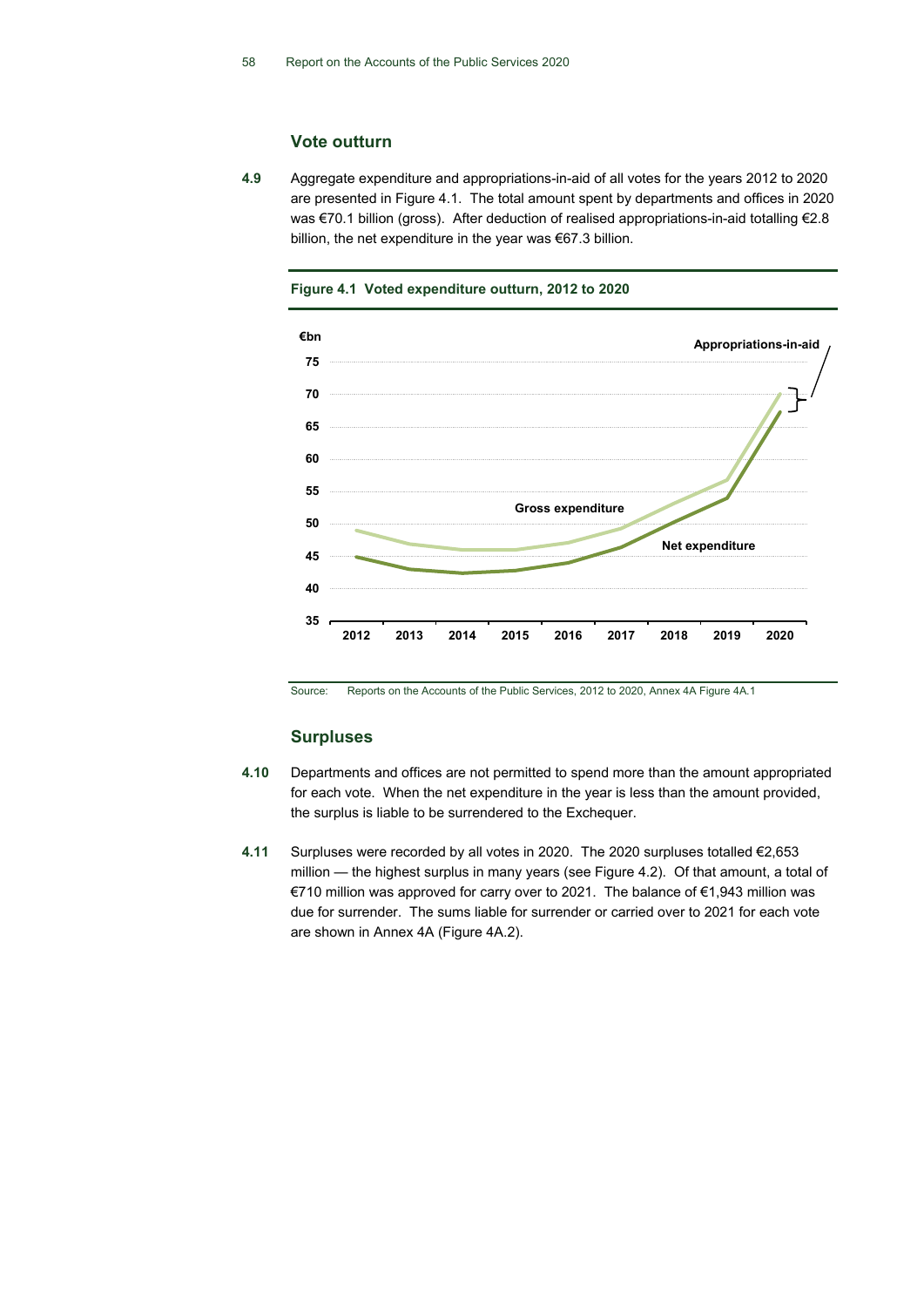## Vote outturn

**4.9** Aggregate expenditure and appropriations-in-aid of all votes for the years 2012 to 2020 are presented in Figure 4.1. The total amount spent by departments and offices in 2020 was €70.1 billion (gross). After deduction of realised appropriations-in-aid totalling €2.8 billion, the net expenditure in the year was €67.3 billion.

**Figure 4.1 Voted expenditure outturn, 2012 to 2020**

Source: Reports on the Accounts of the Public Services, 2012 to 2020, Annex 4A Figure 4A.1

## Surpluses

**4.10** Departments and offices are not permitted to spend more than the amount appropriated for each vote. When the net expenditure in the year is less than the amount provided, the surplus is liable to be surrendered to the Exchequer.

**4.11** Surpluses were recorded by all votes in 2020. The 2020 surpluses totalled €2,653 million — the highest surplus in many years (see Figure 4.2). Of that amount, a total of €710 million was approved for carry over to 2021. The balance of €1,943 million was due for surrender. The sums liable for surrender or carried over to 2021 for each vote are shown in Annex 4A (Figure 4A.2).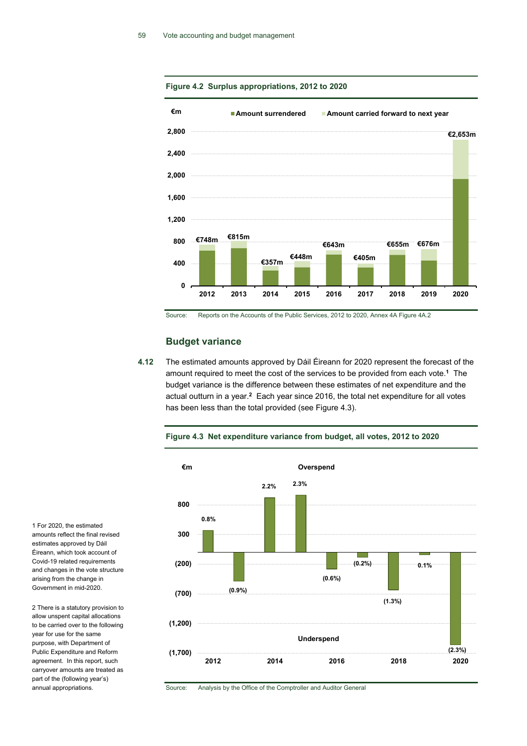**Figure 4.2 Surplus appropriations, 2012 to 2020**

€m ■ Amount surrendered ■ Amount carried forward to next year

| Year | Total |
|---|---|
| 2012 | €748m |
| 2013 | €815m |
| 2014 | €357m |
| 2015 | €448m |
| 2016 | €643m |
| 2017 | €405m |
| 2018 | €655m |
| 2019 | €676m |
| 2020 | €2,653m |

Source: Reports on the Accounts of the Public Services, 2012 to 2020, Annex 4A Figure 4A.2

## Budget variance

**4.12** The estimated amounts approved by Dáil Éireann for 2020 represent the forecast of the amount required to meet the cost of the services to be provided from each vote.[1] The budget variance is the difference between these estimates of net expenditure and the actual outturn in a year.[2] Each year since 2016, the total net expenditure for all votes has been less than the total provided (see Figure 4.3).

**Figure 4.3 Net expenditure variance from budget, all votes, 2012 to 2020**

€m — Overspend / Underspend

| Year | Variance |
|---|---|
| 2012 | 0.8% |
| 2013 | (0.9%) |
| 2014 | 2.2% |
| 2015 | 2.3% |
| 2016 | (0.6%) |
| 2017 | (0.2%) |
| 2018 | (1.3%) |
| 2019 | 0.1% |
| 2020 | (2.3%) |

Source: Analysis by the Office of the Comptroller and Auditor General

1 For 2020, the estimated amounts reflect the final revised estimates approved by Dáil Éireann, which took account of Covid-19 related requirements and changes in the vote structure arising from the change in Government in mid-2020.

2 There is a statutory provision to allow unspent capital allocations to be carried over to the following year for use for the same purpose, with Department of Public Expenditure and Reform agreement. In this report, such carryover amounts are treated as part of the (following year's) annual appropriations.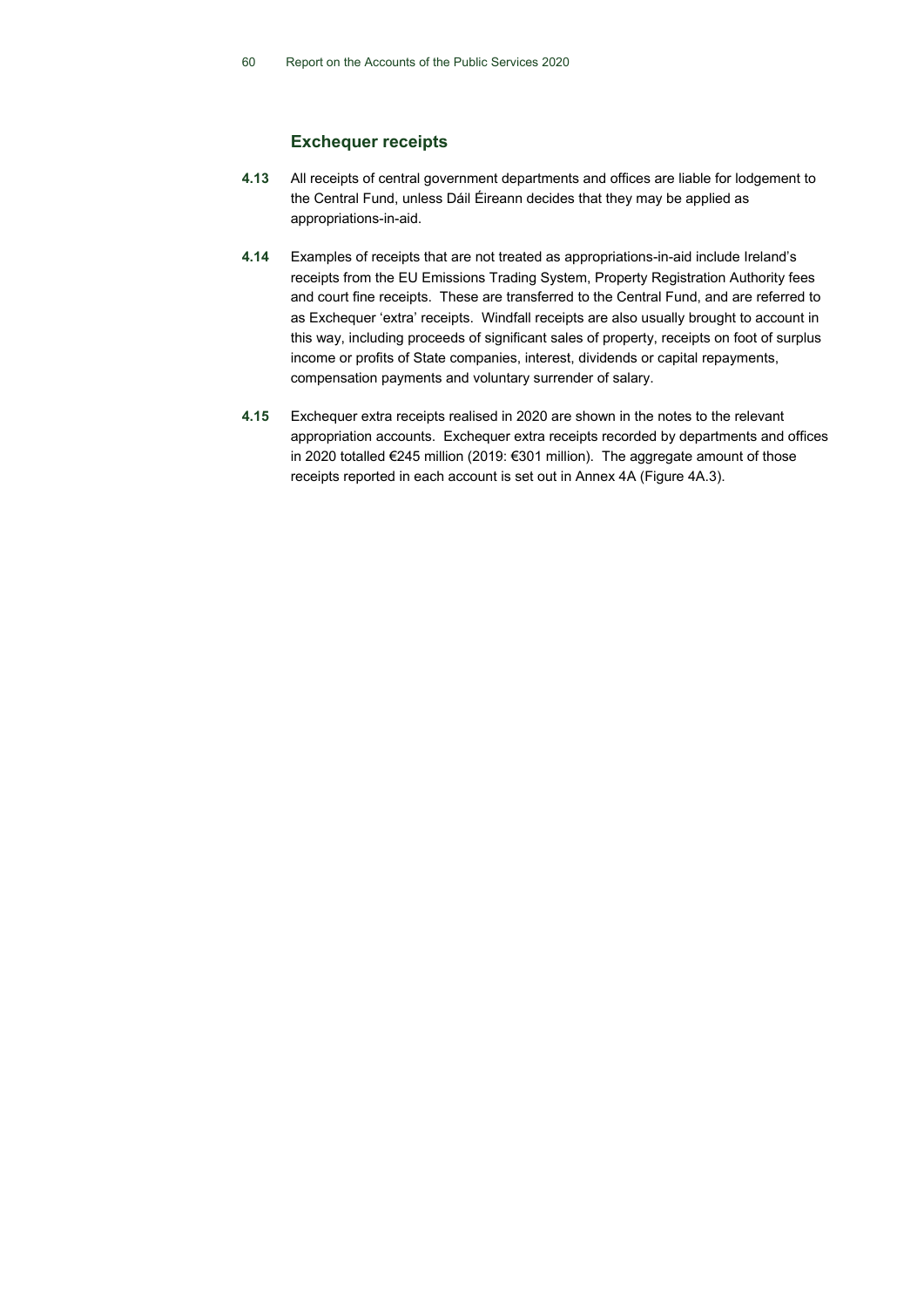### Exchequer receipts

**4.13** All receipts of central government departments and offices are liable for lodgement to the Central Fund, unless Dáil Éireann decides that they may be applied as appropriations-in-aid.

**4.14** Examples of receipts that are not treated as appropriations-in-aid include Ireland's receipts from the EU Emissions Trading System, Property Registration Authority fees and court fine receipts. These are transferred to the Central Fund, and are referred to as Exchequer 'extra' receipts. Windfall receipts are also usually brought to account in this way, including proceeds of significant sales of property, receipts on foot of surplus income or profits of State companies, interest, dividends or capital repayments, compensation payments and voluntary surrender of salary.

**4.15** Exchequer extra receipts realised in 2020 are shown in the notes to the relevant appropriation accounts. Exchequer extra receipts recorded by departments and offices in 2020 totalled €245 million (2019: €301 million). The aggregate amount of those receipts reported in each account is set out in Annex 4A (Figure 4A.3).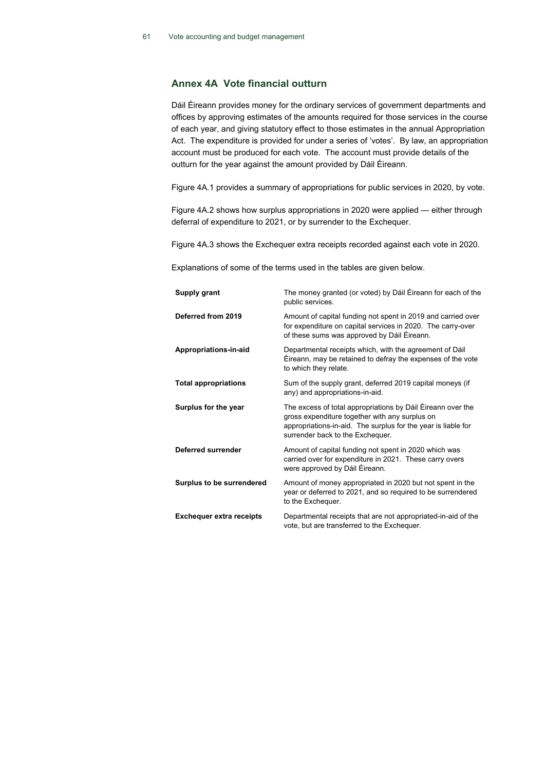## Annex 4A Vote financial outturn

Dáil Éireann provides money for the ordinary services of government departments and offices by approving estimates of the amounts required for those services in the course of each year, and giving statutory effect to those estimates in the annual Appropriation Act. The expenditure is provided for under a series of 'votes'. By law, an appropriation account must be produced for each vote. The account must provide details of the outturn for the year against the amount provided by Dáil Éireann.

Figure 4A.1 provides a summary of appropriations for public services in 2020, by vote.

Figure 4A.2 shows how surplus appropriations in 2020 were applied — either through deferral of expenditure to 2021, or by surrender to the Exchequer.

Figure 4A.3 shows the Exchequer extra receipts recorded against each vote in 2020.

Explanations of some of the terms used in the tables are given below.

| | |
|---|---|
| **Supply grant** | The money granted (or voted) by Dáil Éireann for each of the public services. |
| **Deferred from 2019** | Amount of capital funding not spent in 2019 and carried over for expenditure on capital services in 2020. The carry-over of these sums was approved by Dáil Éireann. |
| **Appropriations-in-aid** | Departmental receipts which, with the agreement of Dáil Éireann, may be retained to defray the expenses of the vote to which they relate. |
| **Total appropriations** | Sum of the supply grant, deferred 2019 capital moneys (if any) and appropriations-in-aid. |
| **Surplus for the year** | The excess of total appropriations by Dáil Éireann over the gross expenditure together with any surplus on appropriations-in-aid. The surplus for the year is liable for surrender back to the Exchequer. |
| **Deferred surrender** | Amount of capital funding not spent in 2020 which was carried over for expenditure in 2021. These carry overs were approved by Dáil Éireann. |
| **Surplus to be surrendered** | Amount of money appropriated in 2020 but not spent in the year or deferred to 2021, and so required to be surrendered to the Exchequer. |
| **Exchequer extra receipts** | Departmental receipts that are not appropriated-in-aid of the vote, but are transferred to the Exchequer. |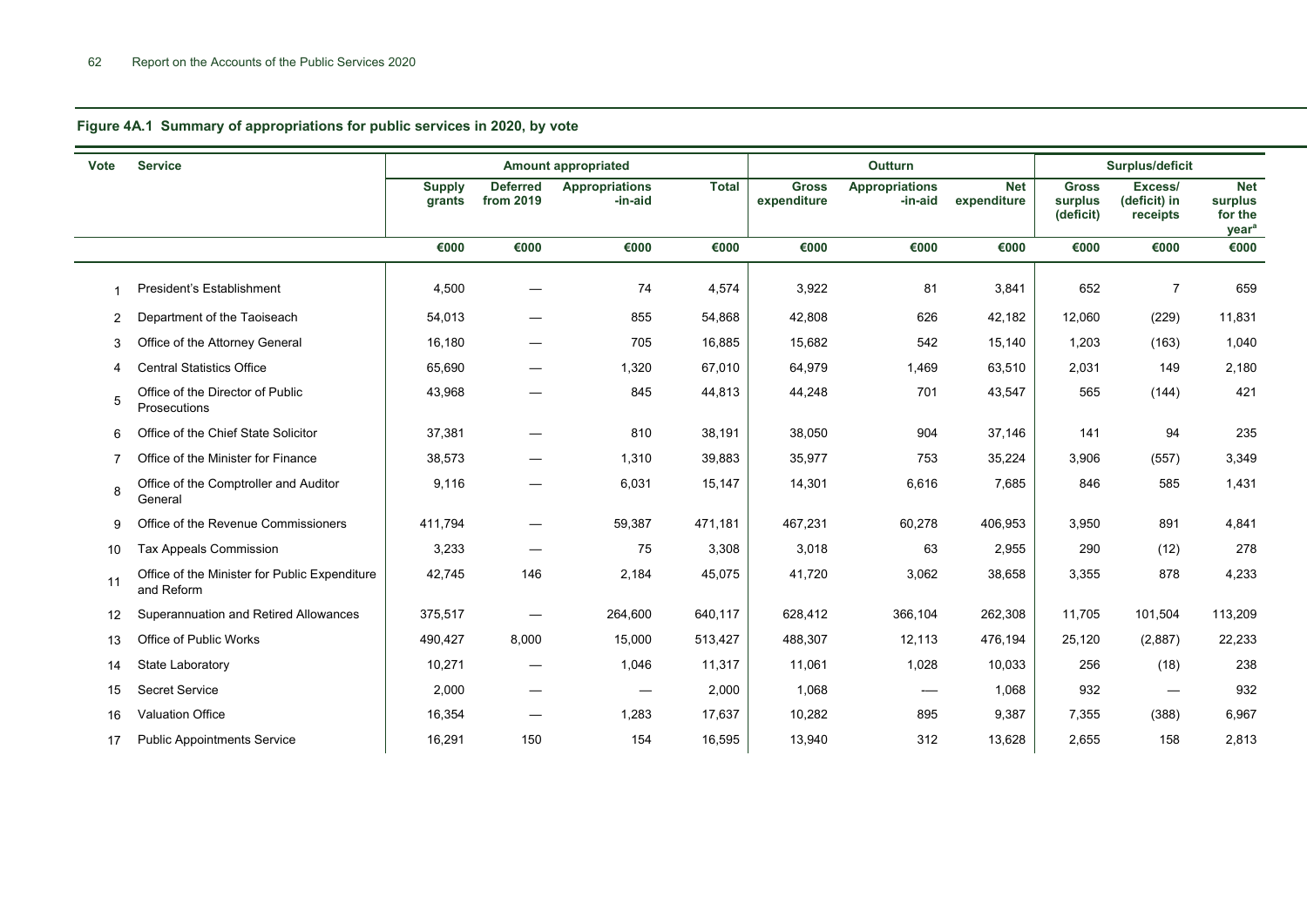## Figure 4A.1 Summary of appropriations for public services in 2020, by vote

| Vote | Service | Amount appropriated | | | | Outturn | | | Surplus/deficit | | |
|---|---|---|---|---|---|---|---|---|---|---|---|
| | | Supply grants | Deferred from 2019 | Appropriations -in-aid | Total | Gross expenditure | Appropriations -in-aid | Net expenditure | Gross surplus (deficit) | Excess/ (deficit) in receipts | Net surplus for the year[a] |
| | | €000 | €000 | €000 | €000 | €000 | €000 | €000 | €000 | €000 | €000 |
| 1 | President's Establishment | 4,500 | — | 74 | 4,574 | 3,922 | 81 | 3,841 | 652 | 7 | 659 |
| 2 | Department of the Taoiseach | 54,013 | — | 855 | 54,868 | 42,808 | 626 | 42,182 | 12,060 | (229) | 11,831 |
| 3 | Office of the Attorney General | 16,180 | — | 705 | 16,885 | 15,682 | 542 | 15,140 | 1,203 | (163) | 1,040 |
| 4 | Central Statistics Office | 65,690 | — | 1,320 | 67,010 | 64,979 | 1,469 | 63,510 | 2,031 | 149 | 2,180 |
| 5 | Office of the Director of Public Prosecutions | 43,968 | — | 845 | 44,813 | 44,248 | 701 | 43,547 | 565 | (144) | 421 |
| 6 | Office of the Chief State Solicitor | 37,381 | — | 810 | 38,191 | 38,050 | 904 | 37,146 | 141 | 94 | 235 |
| 7 | Office of the Minister for Finance | 38,573 | — | 1,310 | 39,883 | 35,977 | 753 | 35,224 | 3,906 | (557) | 3,349 |
| 8 | Office of the Comptroller and Auditor General | 9,116 | — | 6,031 | 15,147 | 14,301 | 6,616 | 7,685 | 846 | 585 | 1,431 |
| 9 | Office of the Revenue Commissioners | 411,794 | — | 59,387 | 471,181 | 467,231 | 60,278 | 406,953 | 3,950 | 891 | 4,841 |
| 10 | Tax Appeals Commission | 3,233 | — | 75 | 3,308 | 3,018 | 63 | 2,955 | 290 | (12) | 278 |
| 11 | Office of the Minister for Public Expenditure and Reform | 42,745 | 146 | 2,184 | 45,075 | 41,720 | 3,062 | 38,658 | 3,355 | 878 | 4,233 |
| 12 | Superannuation and Retired Allowances | 375,517 | — | 264,600 | 640,117 | 628,412 | 366,104 | 262,308 | 11,705 | 101,504 | 113,209 |
| 13 | Office of Public Works | 490,427 | 8,000 | 15,000 | 513,427 | 488,307 | 12,113 | 476,194 | 25,120 | (2,887) | 22,233 |
| 14 | State Laboratory | 10,271 | — | 1,046 | 11,317 | 11,061 | 1,028 | 10,033 | 256 | (18) | 238 |
| 15 | Secret Service | 2,000 | — | — | 2,000 | 1,068 | — | 1,068 | 932 | — | 932 |
| 16 | Valuation Office | 16,354 | — | 1,283 | 17,637 | 10,282 | 895 | 9,387 | 7,355 | (388) | 6,967 |
| 17 | Public Appointments Service | 16,291 | 150 | 154 | 16,595 | 13,940 | 312 | 13,628 | 2,655 | 158 | 2,813 |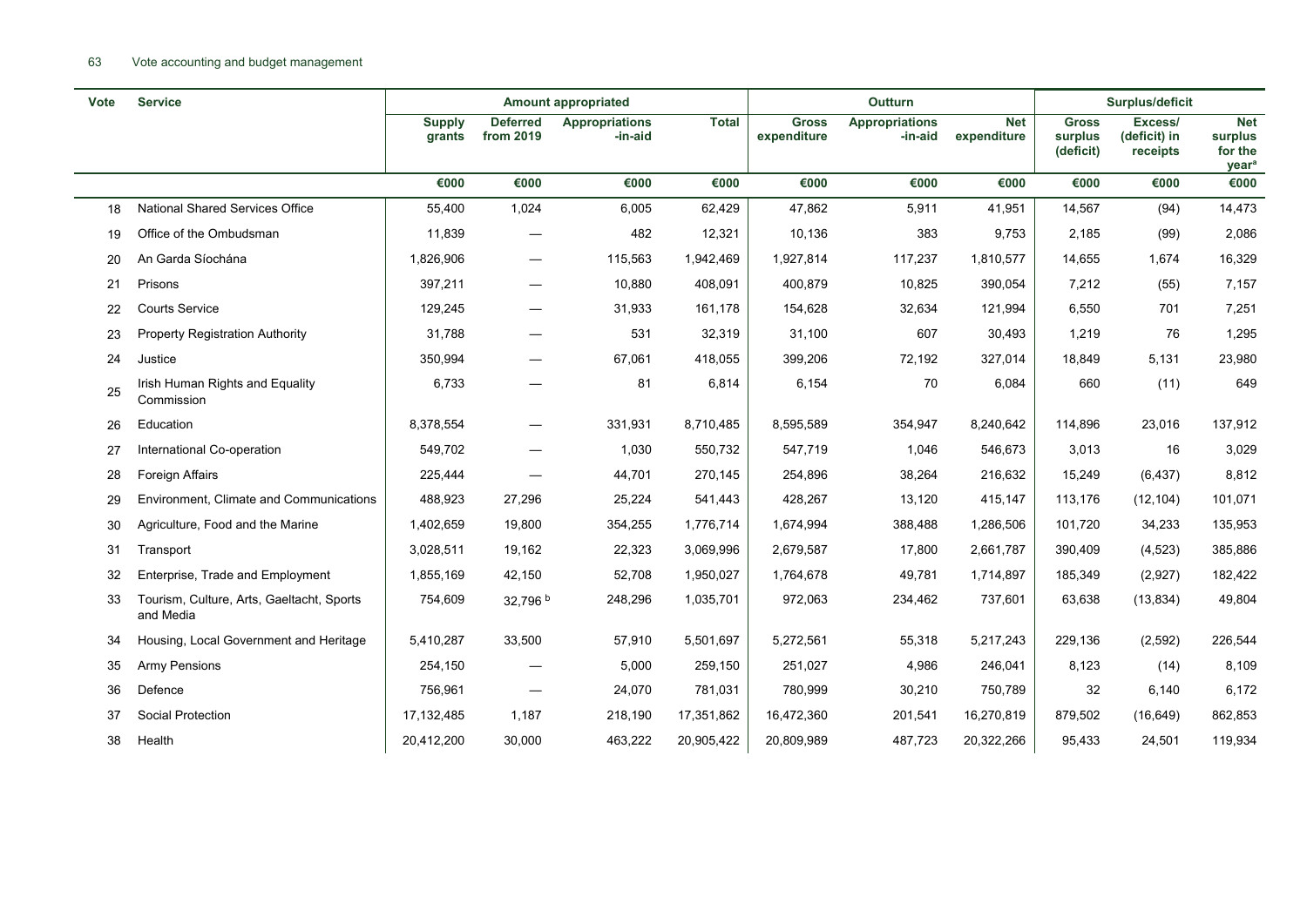| Vote | Service | Amount appropriated | | | | Outturn | | | Surplus/deficit | | |
|---|---|---|---|---|---|---|---|---|---|---|---|
| | | Supply grants | Deferred from 2019 | Appropriations -in-aid | Total | Gross expenditure | Appropriations -in-aid | Net expenditure | Gross surplus (deficit) | Excess/ (deficit) in receipts | Net surplus for the year[a] |
| | | €000 | €000 | €000 | €000 | €000 | €000 | €000 | €000 | €000 | €000 |
| 18 | National Shared Services Office | 55,400 | 1,024 | 6,005 | 62,429 | 47,862 | 5,911 | 41,951 | 14,567 | (94) | 14,473 |
| 19 | Office of the Ombudsman | 11,839 | — | 482 | 12,321 | 10,136 | 383 | 9,753 | 2,185 | (99) | 2,086 |
| 20 | An Garda Síochána | 1,826,906 | — | 115,563 | 1,942,469 | 1,927,814 | 117,237 | 1,810,577 | 14,655 | 1,674 | 16,329 |
| 21 | Prisons | 397,211 | — | 10,880 | 408,091 | 400,879 | 10,825 | 390,054 | 7,212 | (55) | 7,157 |
| 22 | Courts Service | 129,245 | — | 31,933 | 161,178 | 154,628 | 32,634 | 121,994 | 6,550 | 701 | 7,251 |
| 23 | Property Registration Authority | 31,788 | — | 531 | 32,319 | 31,100 | 607 | 30,493 | 1,219 | 76 | 1,295 |
| 24 | Justice | 350,994 | — | 67,061 | 418,055 | 399,206 | 72,192 | 327,014 | 18,849 | 5,131 | 23,980 |
| 25 | Irish Human Rights and Equality Commission | 6,733 | — | 81 | 6,814 | 6,154 | 70 | 6,084 | 660 | (11) | 649 |
| 26 | Education | 8,378,554 | — | 331,931 | 8,710,485 | 8,595,589 | 354,947 | 8,240,642 | 114,896 | 23,016 | 137,912 |
| 27 | International Co-operation | 549,702 | — | 1,030 | 550,732 | 547,719 | 1,046 | 546,673 | 3,013 | 16 | 3,029 |
| 28 | Foreign Affairs | 225,444 | — | 44,701 | 270,145 | 254,896 | 38,264 | 216,632 | 15,249 | (6,437) | 8,812 |
| 29 | Environment, Climate and Communications | 488,923 | 27,296 | 25,224 | 541,443 | 428,267 | 13,120 | 415,147 | 113,176 | (12,104) | 101,071 |
| 30 | Agriculture, Food and the Marine | 1,402,659 | 19,800 | 354,255 | 1,776,714 | 1,674,994 | 388,488 | 1,286,506 | 101,720 | 34,233 | 135,953 |
| 31 | Transport | 3,028,511 | 19,162 | 22,323 | 3,069,996 | 2,679,587 | 17,800 | 2,661,787 | 390,409 | (4,523) | 385,886 |
| 32 | Enterprise, Trade and Employment | 1,855,169 | 42,150 | 52,708 | 1,950,027 | 1,764,678 | 49,781 | 1,714,897 | 185,349 | (2,927) | 182,422 |
| 33 | Tourism, Culture, Arts, Gaeltacht, Sports and Media | 754,609 | 32,796 [b] | 248,296 | 1,035,701 | 972,063 | 234,462 | 737,601 | 63,638 | (13,834) | 49,804 |
| 34 | Housing, Local Government and Heritage | 5,410,287 | 33,500 | 57,910 | 5,501,697 | 5,272,561 | 55,318 | 5,217,243 | 229,136 | (2,592) | 226,544 |
| 35 | Army Pensions | 254,150 | — | 5,000 | 259,150 | 251,027 | 4,986 | 246,041 | 8,123 | (14) | 8,109 |
| 36 | Defence | 756,961 | — | 24,070 | 781,031 | 780,999 | 30,210 | 750,789 | 32 | 6,140 | 6,172 |
| 37 | Social Protection | 17,132,485 | 1,187 | 218,190 | 17,351,862 | 16,472,360 | 201,541 | 16,270,819 | 879,502 | (16,649) | 862,853 |
| 38 | Health | 20,412,200 | 30,000 | 463,222 | 20,905,422 | 20,809,989 | 487,723 | 20,322,266 | 95,433 | 24,501 | 119,934 |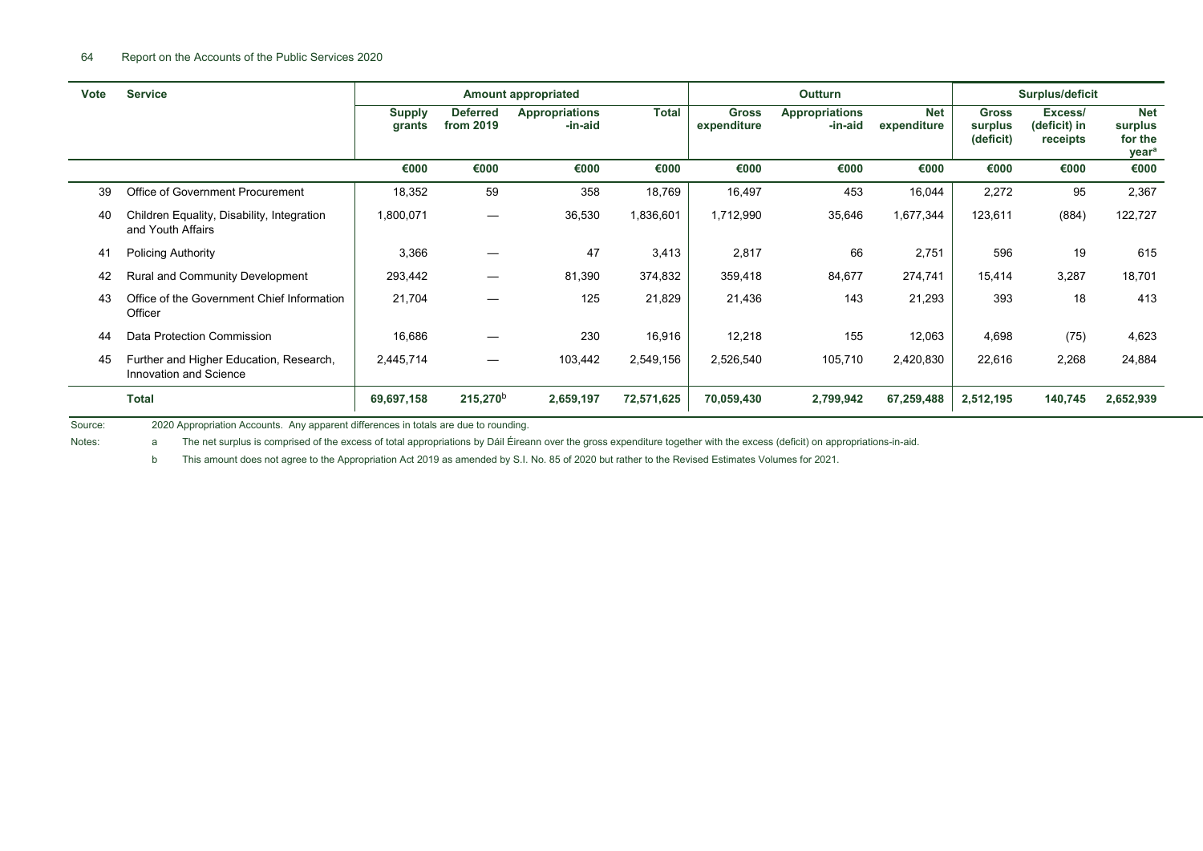| Vote | Service | Amount appropriated | | | | Outturn | | | Surplus/deficit | | |
|---|---|---|---|---|---|---|---|---|---|---|---|
| | | Supply grants | Deferred from 2019 | Appropriations -in-aid | Total | Gross expenditure | Appropriations -in-aid | Net expenditure | Gross surplus (deficit) | Excess/ (deficit) in receipts | Net surplus for the year[a] |
| | | €000 | €000 | €000 | €000 | €000 | €000 | €000 | €000 | €000 | €000 |
| 39 | Office of Government Procurement | 18,352 | 59 | 358 | 18,769 | 16,497 | 453 | 16,044 | 2,272 | 95 | 2,367 |
| 40 | Children Equality, Disability, Integration and Youth Affairs | 1,800,071 | — | 36,530 | 1,836,601 | 1,712,990 | 35,646 | 1,677,344 | 123,611 | (884) | 122,727 |
| 41 | Policing Authority | 3,366 | — | 47 | 3,413 | 2,817 | 66 | 2,751 | 596 | 19 | 615 |
| 42 | Rural and Community Development | 293,442 | — | 81,390 | 374,832 | 359,418 | 84,677 | 274,741 | 15,414 | 3,287 | 18,701 |
| 43 | Office of the Government Chief Information Officer | 21,704 | — | 125 | 21,829 | 21,436 | 143 | 21,293 | 393 | 18 | 413 |
| 44 | Data Protection Commission | 16,686 | — | 230 | 16,916 | 12,218 | 155 | 12,063 | 4,698 | (75) | 4,623 |
| 45 | Further and Higher Education, Research, Innovation and Science | 2,445,714 | — | 103,442 | 2,549,156 | 2,526,540 | 105,710 | 2,420,830 | 22,616 | 2,268 | 24,884 |
| | **Total** | **69,697,158** | **215,270[b]** | **2,659,197** | **72,571,625** | **70,059,430** | **2,799,942** | **67,259,488** | **2,512,195** | **140,745** | **2,652,939** |

Source: 2020 Appropriation Accounts. Any apparent differences in totals are due to rounding.

Notes: a The net surplus is comprised of the excess of total appropriations by Dáil Éireann over the gross expenditure together with the excess (deficit) on appropriations-in-aid.

b This amount does not agree to the Appropriation Act 2019 as amended by S.I. No. 85 of 2020 but rather to the Revised Estimates Volumes for 2021.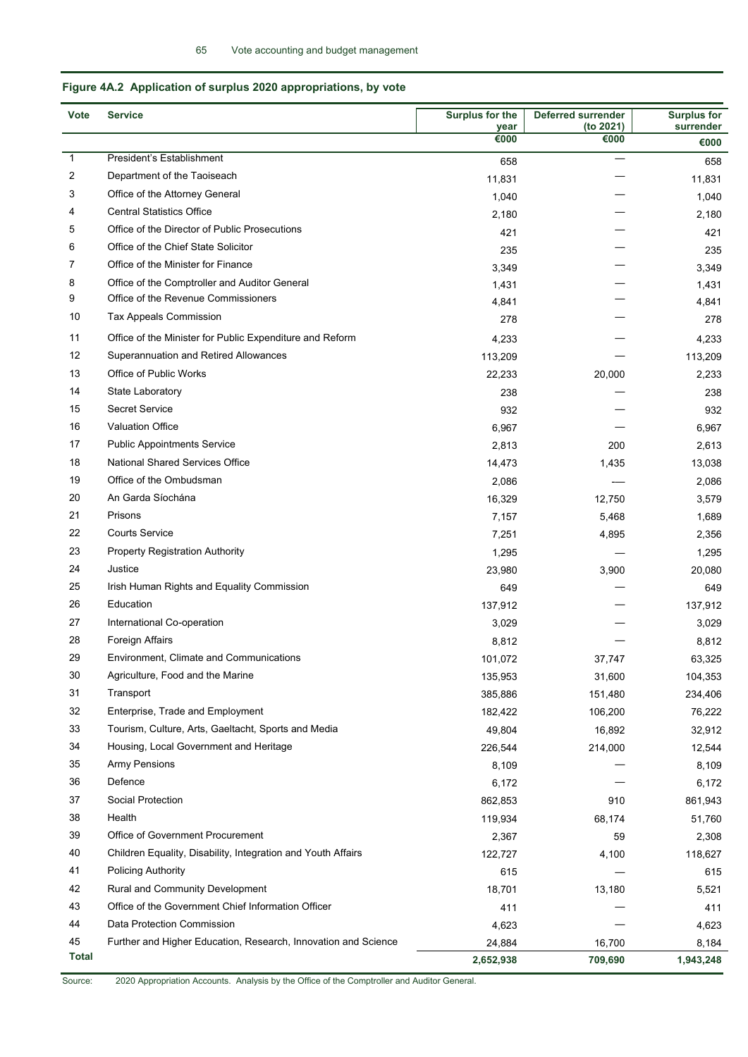## Figure 4A.2 Application of surplus 2020 appropriations, by vote

| Vote | Service | Surplus for the year | Deferred surrender (to 2021) | Surplus for surrender |
|---|---|---|---|---|
| | | €000 | €000 | €000 |
| 1 | President's Establishment | 658 | — | 658 |
| 2 | Department of the Taoiseach | 11,831 | — | 11,831 |
| 3 | Office of the Attorney General | 1,040 | — | 1,040 |
| 4 | Central Statistics Office | 2,180 | — | 2,180 |
| 5 | Office of the Director of Public Prosecutions | 421 | — | 421 |
| 6 | Office of the Chief State Solicitor | 235 | — | 235 |
| 7 | Office of the Minister for Finance | 3,349 | — | 3,349 |
| 8 | Office of the Comptroller and Auditor General | 1,431 | — | 1,431 |
| 9 | Office of the Revenue Commissioners | 4,841 | — | 4,841 |
| 10 | Tax Appeals Commission | 278 | — | 278 |
| 11 | Office of the Minister for Public Expenditure and Reform | 4,233 | — | 4,233 |
| 12 | Superannuation and Retired Allowances | 113,209 | — | 113,209 |
| 13 | Office of Public Works | 22,233 | 20,000 | 2,233 |
| 14 | State Laboratory | 238 | — | 238 |
| 15 | Secret Service | 932 | — | 932 |
| 16 | Valuation Office | 6,967 | — | 6,967 |
| 17 | Public Appointments Service | 2,813 | 200 | 2,613 |
| 18 | National Shared Services Office | 14,473 | 1,435 | 13,038 |
| 19 | Office of the Ombudsman | 2,086 | — | 2,086 |
| 20 | An Garda Síochána | 16,329 | 12,750 | 3,579 |
| 21 | Prisons | 7,157 | 5,468 | 1,689 |
| 22 | Courts Service | 7,251 | 4,895 | 2,356 |
| 23 | Property Registration Authority | 1,295 | — | 1,295 |
| 24 | Justice | 23,980 | 3,900 | 20,080 |
| 25 | Irish Human Rights and Equality Commission | 649 | — | 649 |
| 26 | Education | 137,912 | — | 137,912 |
| 27 | International Co-operation | 3,029 | — | 3,029 |
| 28 | Foreign Affairs | 8,812 | — | 8,812 |
| 29 | Environment, Climate and Communications | 101,072 | 37,747 | 63,325 |
| 30 | Agriculture, Food and the Marine | 135,953 | 31,600 | 104,353 |
| 31 | Transport | 385,886 | 151,480 | 234,406 |
| 32 | Enterprise, Trade and Employment | 182,422 | 106,200 | 76,222 |
| 33 | Tourism, Culture, Arts, Gaeltacht, Sports and Media | 49,804 | 16,892 | 32,912 |
| 34 | Housing, Local Government and Heritage | 226,544 | 214,000 | 12,544 |
| 35 | Army Pensions | 8,109 | — | 8,109 |
| 36 | Defence | 6,172 | — | 6,172 |
| 37 | Social Protection | 862,853 | 910 | 861,943 |
| 38 | Health | 119,934 | 68,174 | 51,760 |
| 39 | Office of Government Procurement | 2,367 | 59 | 2,308 |
| 40 | Children Equality, Disability, Integration and Youth Affairs | 122,727 | 4,100 | 118,627 |
| 41 | Policing Authority | 615 | — | 615 |
| 42 | Rural and Community Development | 18,701 | 13,180 | 5,521 |
| 43 | Office of the Government Chief Information Officer | 411 | — | 411 |
| 44 | Data Protection Commission | 4,623 | — | 4,623 |
| 45 | Further and Higher Education, Research, Innovation and Science | 24,884 | 16,700 | 8,184 |
| **Total** | | **2,652,938** | **709,690** | **1,943,248** |

Source: 2020 Appropriation Accounts. Analysis by the Office of the Comptroller and Auditor General.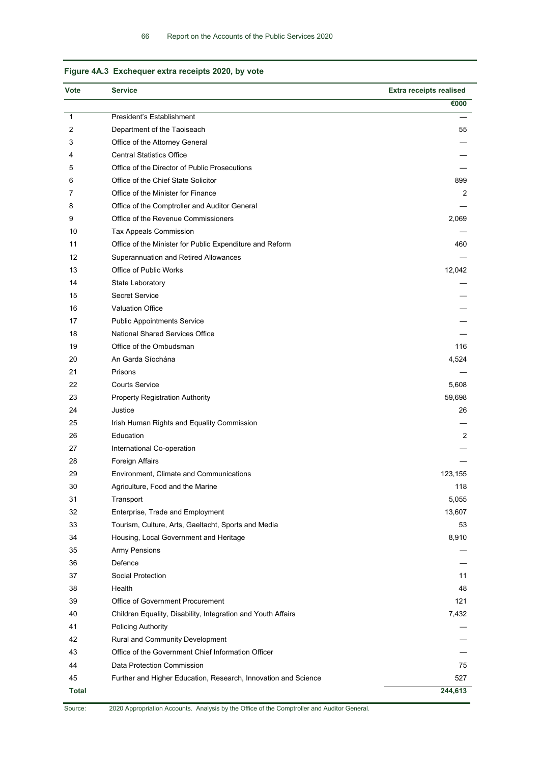**Figure 4A.3 Exchequer extra receipts 2020, by vote**

| Vote | Service | Extra receipts realised |
|---|---|---|
| | | €000 |
| 1 | President's Establishment | — |
| 2 | Department of the Taoiseach | 55 |
| 3 | Office of the Attorney General | — |
| 4 | Central Statistics Office | — |
| 5 | Office of the Director of Public Prosecutions | — |
| 6 | Office of the Chief State Solicitor | 899 |
| 7 | Office of the Minister for Finance | 2 |
| 8 | Office of the Comptroller and Auditor General | — |
| 9 | Office of the Revenue Commissioners | 2,069 |
| 10 | Tax Appeals Commission | — |
| 11 | Office of the Minister for Public Expenditure and Reform | 460 |
| 12 | Superannuation and Retired Allowances | — |
| 13 | Office of Public Works | 12,042 |
| 14 | State Laboratory | — |
| 15 | Secret Service | — |
| 16 | Valuation Office | — |
| 17 | Public Appointments Service | — |
| 18 | National Shared Services Office | — |
| 19 | Office of the Ombudsman | 116 |
| 20 | An Garda Síochána | 4,524 |
| 21 | Prisons | — |
| 22 | Courts Service | 5,608 |
| 23 | Property Registration Authority | 59,698 |
| 24 | Justice | 26 |
| 25 | Irish Human Rights and Equality Commission | — |
| 26 | Education | 2 |
| 27 | International Co-operation | — |
| 28 | Foreign Affairs | — |
| 29 | Environment, Climate and Communications | 123,155 |
| 30 | Agriculture, Food and the Marine | 118 |
| 31 | Transport | 5,055 |
| 32 | Enterprise, Trade and Employment | 13,607 |
| 33 | Tourism, Culture, Arts, Gaeltacht, Sports and Media | 53 |
| 34 | Housing, Local Government and Heritage | 8,910 |
| 35 | Army Pensions | — |
| 36 | Defence | — |
| 37 | Social Protection | 11 |
| 38 | Health | 48 |
| 39 | Office of Government Procurement | 121 |
| 40 | Children Equality, Disability, Integration and Youth Affairs | 7,432 |
| 41 | Policing Authority | — |
| 42 | Rural and Community Development | — |
| 43 | Office of the Government Chief Information Officer | — |
| 44 | Data Protection Commission | 75 |
| 45 | Further and Higher Education, Research, Innovation and Science | 527 |
| **Total** | | **244,613** |

Source: 2020 Appropriation Accounts. Analysis by the Office of the Comptroller and Auditor General.